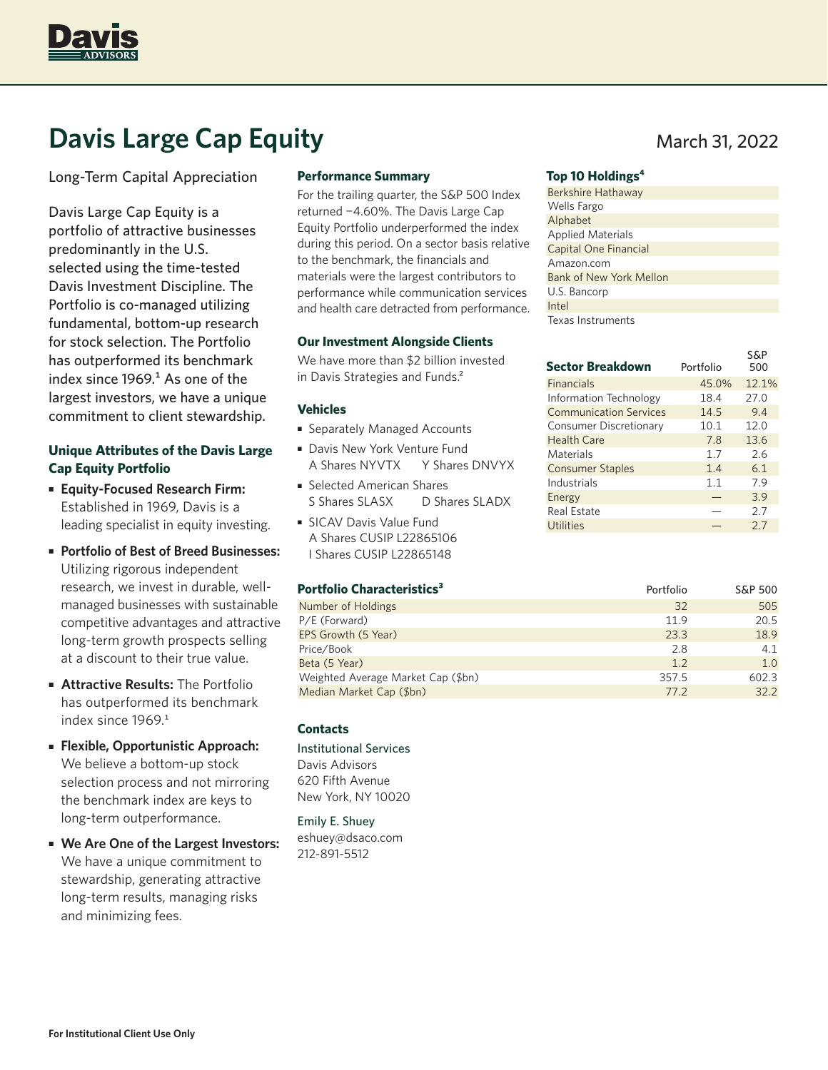# Davis Large Cap Equity

March 31, 2022

Long-Term Capital Appreciation

Davis Large Cap Equity is a portfolio of attractive businesses predominantly in the U.S. selected using the time-tested Davis Investment Discipline. The Portfolio is co-managed utilizing fundamental, bottom-up research for stock selection. The Portfolio has outperformed its benchmark index since 1969.[1] As one of the largest investors, we have a unique commitment to client stewardship.

### Unique Attributes of the Davis Large Cap Equity Portfolio

- **Equity-Focused Research Firm:** Established in 1969, Davis is a leading specialist in equity investing.
- **Portfolio of Best of Breed Businesses:** Utilizing rigorous independent research, we invest in durable, well-managed businesses with sustainable competitive advantages and attractive long-term growth prospects selling at a discount to their true value.
- **Attractive Results:** The Portfolio has outperformed its benchmark index since 1969.[1]
- **Flexible, Opportunistic Approach:** We believe a bottom-up stock selection process and not mirroring the benchmark index are keys to long-term outperformance.
- **We Are One of the Largest Investors:** We have a unique commitment to stewardship, generating attractive long-term results, managing risks and minimizing fees.

### Performance Summary

For the trailing quarter, the S&P 500 Index returned −4.60%. The Davis Large Cap Equity Portfolio underperformed the index during this period. On a sector basis relative to the benchmark, the financials and materials were the largest contributors to performance while communication services and health care detracted from performance.

### Our Investment Alongside Clients

We have more than $2 billion invested in Davis Strategies and Funds.[2]

### Vehicles

- Separately Managed Accounts
- Davis New York Venture Fund
  A Shares NYVTX  Y Shares DNVYX
- Selected American Shares
  S Shares SLASX  D Shares SLADX
- SICAV Davis Value Fund
  A Shares CUSIP L22865106
  I Shares CUSIP L22865148

### Top 10 Holdings[4]

| Top 10 Holdings |
|---|
| Berkshire Hathaway |
| Wells Fargo |
| Alphabet |
| Applied Materials |
| Capital One Financial |
| Amazon.com |
| Bank of New York Mellon |
| U.S. Bancorp |
| Intel |
| Texas Instruments |

### Sector Breakdown

| Sector Breakdown | Portfolio | S&P 500 |
|---|---|---|
| Financials | 45.0% | 12.1% |
| Information Technology | 18.4 | 27.0 |
| Communication Services | 14.5 | 9.4 |
| Consumer Discretionary | 10.1 | 12.0 |
| Health Care | 7.8 | 13.6 |
| Materials | 1.7 | 2.6 |
| Consumer Staples | 1.4 | 6.1 |
| Industrials | 1.1 | 7.9 |
| Energy | — | 3.9 |
| Real Estate | — | 2.7 |
| Utilities | — | 2.7 |

### Portfolio Characteristics[3]

| Portfolio Characteristics | Portfolio | S&P 500 |
|---|---|---|
| Number of Holdings | 32 | 505 |
| P/E (Forward) | 11.9 | 20.5 |
| EPS Growth (5 Year) | 23.3 | 18.9 |
| Price/Book | 2.8 | 4.1 |
| Beta (5 Year) | 1.2 | 1.0 |
| Weighted Average Market Cap ($bn) | 357.5 | 602.3 |
| Median Market Cap ($bn) | 77.2 | 32.2 |

### Contacts

Institutional Services
Davis Advisors
620 Fifth Avenue
New York, NY 10020

Emily E. Shuey
eshuey@dsaco.com
212-891-5512

**For Institutional Client Use Only**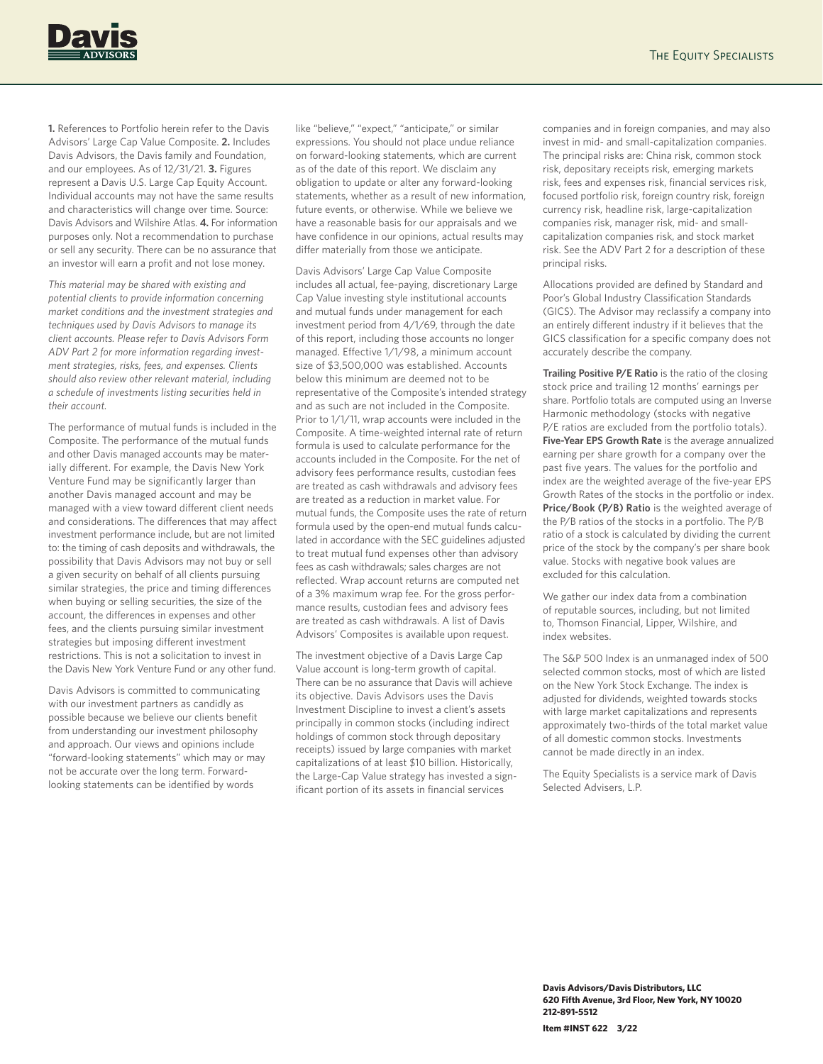**1.** References to Portfolio herein refer to the Davis Advisors' Large Cap Value Composite. **2.** Includes Davis Advisors, the Davis family and Foundation, and our employees. As of 12/31/21. **3.** Figures represent a Davis U.S. Large Cap Equity Account. Individual accounts may not have the same results and characteristics will change over time. Source: Davis Advisors and Wilshire Atlas. **4.** For information purposes only. Not a recommendation to purchase or sell any security. There can be no assurance that an investor will earn a profit and not lose money.

*This material may be shared with existing and potential clients to provide information concerning market conditions and the investment strategies and techniques used by Davis Advisors to manage its client accounts. Please refer to Davis Advisors Form ADV Part 2 for more information regarding investment strategies, risks, fees, and expenses. Clients should also review other relevant material, including a schedule of investments listing securities held in their account.*

The performance of mutual funds is included in the Composite. The performance of the mutual funds and other Davis managed accounts may be materially different. For example, the Davis New York Venture Fund may be significantly larger than another Davis managed account and may be managed with a view toward different client needs and considerations. The differences that may affect investment performance include, but are not limited to: the timing of cash deposits and withdrawals, the possibility that Davis Advisors may not buy or sell a given security on behalf of all clients pursuing similar strategies, the price and timing differences when buying or selling securities, the size of the account, the differences in expenses and other fees, and the clients pursuing similar investment strategies but imposing different investment restrictions. This is not a solicitation to invest in the Davis New York Venture Fund or any other fund.

Davis Advisors is committed to communicating with our investment partners as candidly as possible because we believe our clients benefit from understanding our investment philosophy and approach. Our views and opinions include "forward-looking statements" which may or may not be accurate over the long term. Forward-looking statements can be identified by words like "believe," "expect," "anticipate," or similar expressions. You should not place undue reliance on forward-looking statements, which are current as of the date of this report. We disclaim any obligation to update or alter any forward-looking statements, whether as a result of new information, future events, or otherwise. While we believe we have a reasonable basis for our appraisals and we have confidence in our opinions, actual results may differ materially from those we anticipate.

Davis Advisors' Large Cap Value Composite includes all actual, fee-paying, discretionary Large Cap Value investing style institutional accounts and mutual funds under management for each investment period from 4/1/69, through the date of this report, including those accounts no longer managed. Effective 1/1/98, a minimum account size of $3,500,000 was established. Accounts below this minimum are deemed not to be representative of the Composite's intended strategy and as such are not included in the Composite. Prior to 1/1/11, wrap accounts were included in the Composite. A time-weighted internal rate of return formula is used to calculate performance for the accounts included in the Composite. For the net of advisory fees performance results, custodian fees are treated as cash withdrawals and advisory fees are treated as a reduction in market value. For mutual funds, the Composite uses the rate of return formula used by the open-end mutual funds calculated in accordance with the SEC guidelines adjusted to treat mutual fund expenses other than advisory fees as cash withdrawals; sales charges are not reflected. Wrap account returns are computed net of a 3% maximum wrap fee. For the gross performance results, custodian fees and advisory fees are treated as cash withdrawals. A list of Davis Advisors' Composites is available upon request.

The investment objective of a Davis Large Cap Value account is long-term growth of capital. There can be no assurance that Davis will achieve its objective. Davis Advisors uses the Davis Investment Discipline to invest a client's assets principally in common stocks (including indirect holdings of common stock through depositary receipts) issued by large companies with market capitalizations of at least $10 billion. Historically, the Large-Cap Value strategy has invested a significant portion of its assets in financial services companies and in foreign companies, and may also invest in mid- and small-capitalization companies. The principal risks are: China risk, common stock risk, depositary receipts risk, emerging markets risk, fees and expenses risk, financial services risk, focused portfolio risk, foreign country risk, foreign currency risk, headline risk, large-capitalization companies risk, manager risk, mid- and small-capitalization companies risk, and stock market risk. See the ADV Part 2 for a description of these principal risks.

Allocations provided are defined by Standard and Poor's Global Industry Classification Standards (GICS). The Advisor may reclassify a company into an entirely different industry if it believes that the GICS classification for a specific company does not accurately describe the company.

**Trailing Positive P/E Ratio** is the ratio of the closing stock price and trailing 12 months' earnings per share. Portfolio totals are computed using an Inverse Harmonic methodology (stocks with negative P/E ratios are excluded from the portfolio totals). **Five-Year EPS Growth Rate** is the average annualized earning per share growth for a company over the past five years. The values for the portfolio and index are the weighted average of the five-year EPS Growth Rates of the stocks in the portfolio or index. **Price/Book (P/B) Ratio** is the weighted average of the P/B ratios of the stocks in a portfolio. The P/B ratio of a stock is calculated by dividing the current price of the stock by the company's per share book value. Stocks with negative book values are excluded for this calculation.

We gather our index data from a combination of reputable sources, including, but not limited to, Thomson Financial, Lipper, Wilshire, and index websites.

The S&P 500 Index is an unmanaged index of 500 selected common stocks, most of which are listed on the New York Stock Exchange. The index is adjusted for dividends, weighted towards stocks with large market capitalizations and represents approximately two-thirds of the total market value of all domestic common stocks. Investments cannot be made directly in an index.

The Equity Specialists is a service mark of Davis Selected Advisers, L.P.

**Davis Advisors/Davis Distributors, LLC**
**620 Fifth Avenue, 3rd Floor, New York, NY 10020**
**212-891-5512**

**Item #INST 622 3/22**